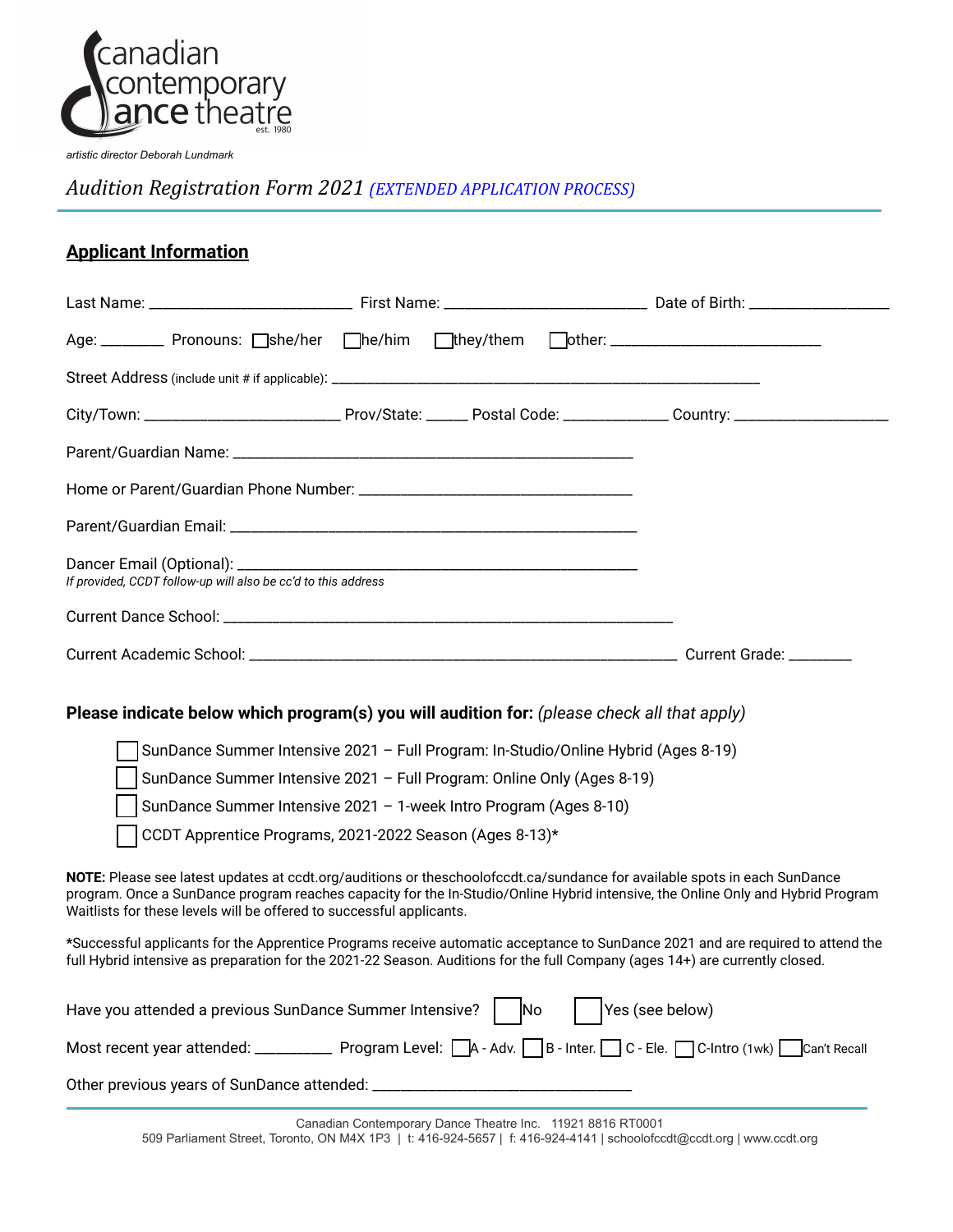canadian contemporary dance theatre
est. 1980

*artistic director Deborah Lundmark*

# *Audition Registration Form 2021 (EXTENDED APPLICATION PROCESS)*

## Applicant Information

Last Name: ________________________ First Name: ________________________ Date of Birth: ________________

Age: _______ Pronouns: ☐ she/her ☐ he/him ☐ they/them ☐ other: ________________________

Street Address (include unit # if applicable): ________________________________________________________

City/Town: _______________________ Prov/State: _____ Postal Code: ____________ Country: __________________

Parent/Guardian Name: ________________________________________________

Home or Parent/Guardian Phone Number: ________________________________

Parent/Guardian Email: ________________________________________________

Dancer Email (Optional): ________________________________________________
*If provided, CCDT follow-up will also be cc'd to this address*

Current Dance School: ________________________________________________________

Current Academic School: ________________________________________________________ Current Grade: ________

**Please indicate below which program(s) you will audition for:** *(please check all that apply)*

- ☐ SunDance Summer Intensive 2021 – Full Program: In-Studio/Online Hybrid (Ages 8-19)
- ☐ SunDance Summer Intensive 2021 – Full Program: Online Only (Ages 8-19)
- ☐ SunDance Summer Intensive 2021 – 1-week Intro Program (Ages 8-10)
- ☐ CCDT Apprentice Programs, 2021-2022 Season (Ages 8-13)*

**NOTE:** Please see latest updates at ccdt.org/auditions or theschoolofccdt.ca/sundance for available spots in each SunDance program. Once a SunDance program reaches capacity for the In-Studio/Online Hybrid intensive, the Online Only and Hybrid Program Waitlists for these levels will be offered to successful applicants.

*Successful applicants for the Apprentice Programs receive automatic acceptance to SunDance 2021 and are required to attend the full Hybrid intensive as preparation for the 2021-22 Season. Auditions for the full Company (ages 14+) are currently closed.

Have you attended a previous SunDance Summer Intensive? ☐ No ☐ Yes (see below)

Most recent year attended: _________ Program Level: ☐ A - Adv. ☐ B - Inter. ☐ C - Ele. ☐ C-Intro (1wk) ☐ Can't Recall

Other previous years of SunDance attended: ______________________________

Canadian Contemporary Dance Theatre Inc. 11921 8816 RT0001
509 Parliament Street, Toronto, ON M4X 1P3 | t: 416-924-5657 | f: 416-924-4141 | schoolofccdt@ccdt.org | www.ccdt.org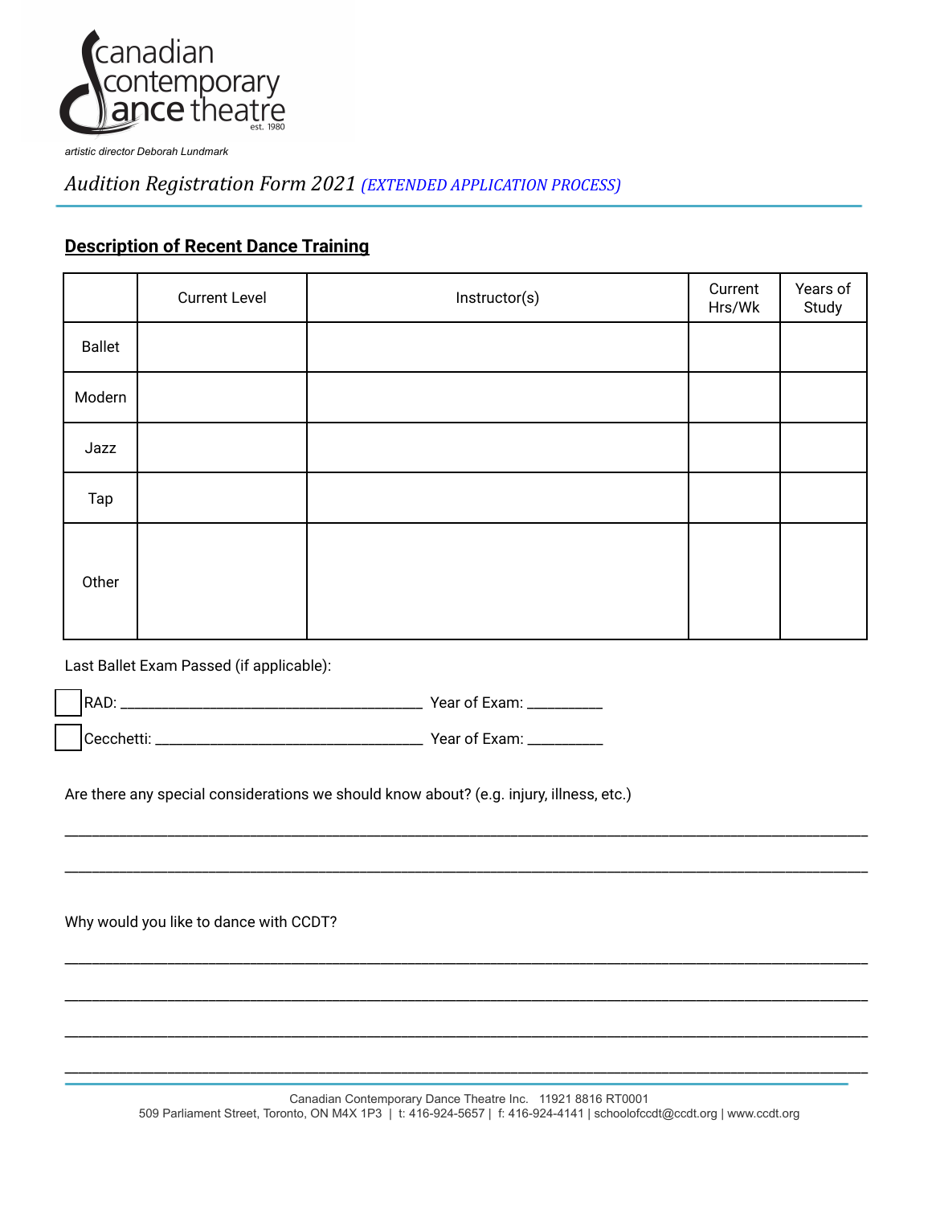canadian contemporary dance theatre est. 1980

*artistic director Deborah Lundmark*

# *Audition Registration Form 2021* *(EXTENDED APPLICATION PROCESS)*

## Description of Recent Dance Training

| | Current Level | Instructor(s) | Current Hrs/Wk | Years of Study |
|---|---|---|---|---|
| Ballet | | | | |
| Modern | | | | |
| Jazz | | | | |
| Tap | | | | |
| Other | | | | |

Last Ballet Exam Passed (if applicable):

☐ RAD: ______________________________________ Year of Exam: _________

☐ Cecchetti: __________________________________ Year of Exam: _________

Are there any special considerations we should know about? (e.g. injury, illness, etc.)

______________________________________________________________________________________________

______________________________________________________________________________________________

Why would you like to dance with CCDT?

______________________________________________________________________________________________

______________________________________________________________________________________________

______________________________________________________________________________________________

______________________________________________________________________________________________

Canadian Contemporary Dance Theatre Inc. 11921 8816 RT0001
509 Parliament Street, Toronto, ON M4X 1P3 | t: 416-924-5657 | f: 416-924-4141 | schoolofccdt@ccdt.org | www.ccdt.org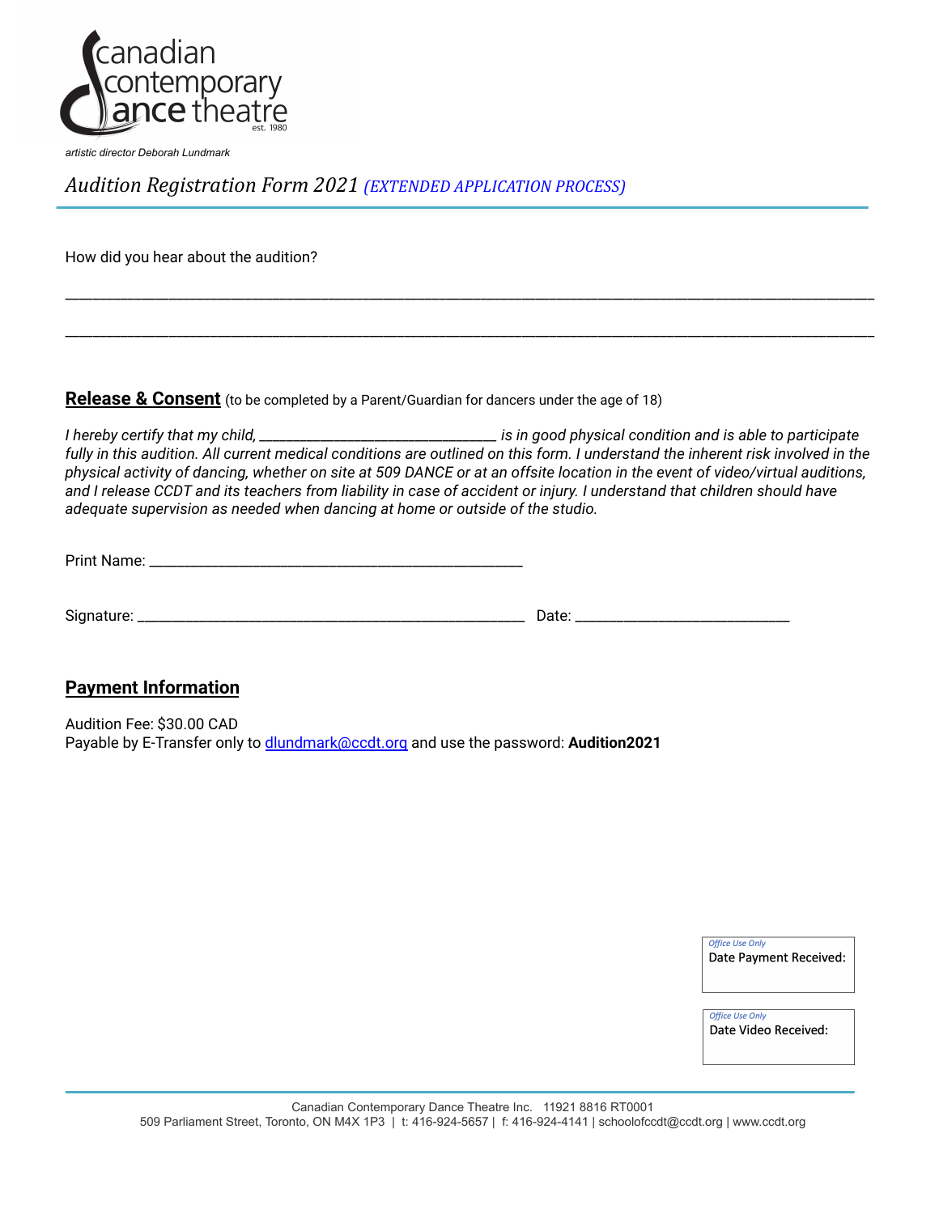canadian contemporary dance theatre
est. 1980

*artistic director Deborah Lundmark*

# *Audition Registration Form 2021* *(EXTENDED APPLICATION PROCESS)*

How did you hear about the audition?

______________________________________________________________________________________________

______________________________________________________________________________________________

## **Release & Consent** (to be completed by a Parent/Guardian for dancers under the age of 18)

*I hereby certify that my child, ______________________________ is in good physical condition and is able to participate fully in this audition. All current medical conditions are outlined on this form. I understand the inherent risk involved in the physical activity of dancing, whether on site at 509 DANCE or at an offsite location in the event of video/virtual auditions, and I release CCDT and its teachers from liability in case of accident or injury. I understand that children should have adequate supervision as needed when dancing at home or outside of the studio.*

Print Name: _____________________________________________

Signature: _____________________________________________ Date: __________________________

## **Payment Information**

Audition Fee: $30.00 CAD
Payable by E-Transfer only to dlundmark@ccdt.org and use the password: **Audition2021**

*Office Use Only*
Date Payment Received:

*Office Use Only*
Date Video Received:

Canadian Contemporary Dance Theatre Inc. 11921 8816 RT0001
509 Parliament Street, Toronto, ON M4X 1P3 | t: 416-924-5657 | f: 416-924-4141 | schoolofccdt@ccdt.org | www.ccdt.org